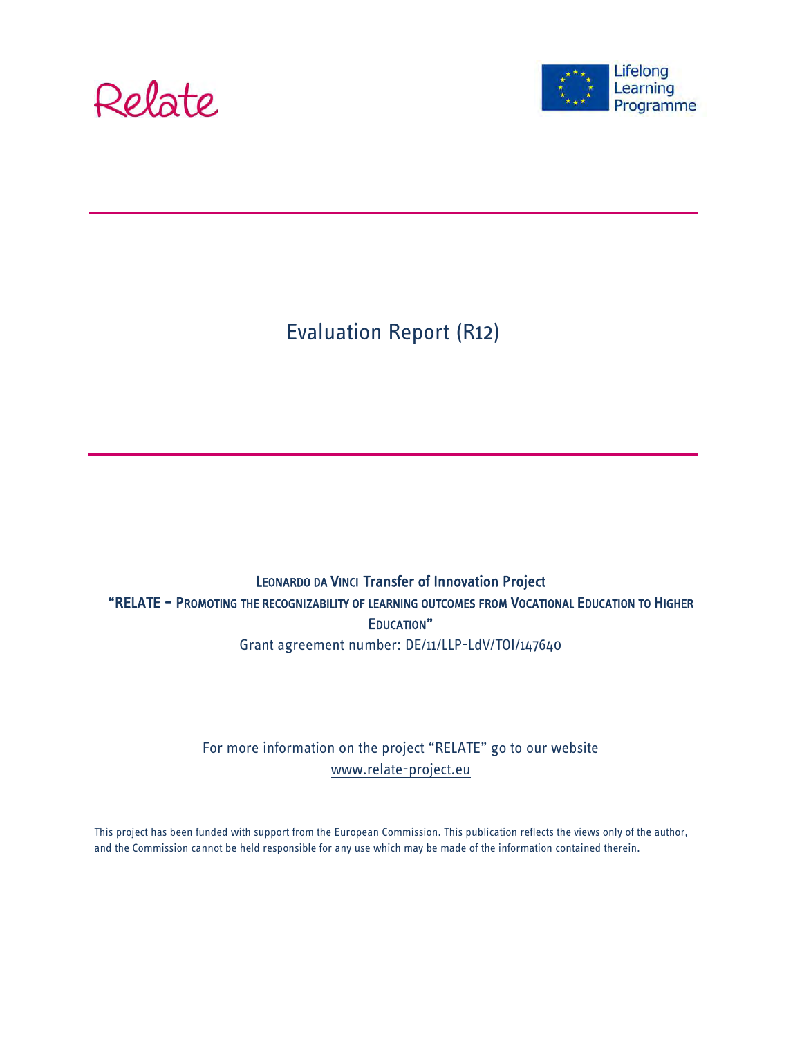Relate

Lifelong Learning Programme

# Evaluation Report (R12)

LEONARDO DA VINCI Transfer of Innovation Project

"RELATE – PROMOTING THE RECOGNIZABILITY OF LEARNING OUTCOMES FROM VOCATIONAL EDUCATION TO HIGHER EDUCATION"

Grant agreement number: DE/11/LLP-LdV/TOI/147640

For more information on the project "RELATE" go to our website
www.relate-project.eu

This project has been funded with support from the European Commission. This publication reflects the views only of the author, and the Commission cannot be held responsible for any use which may be made of the information contained therein.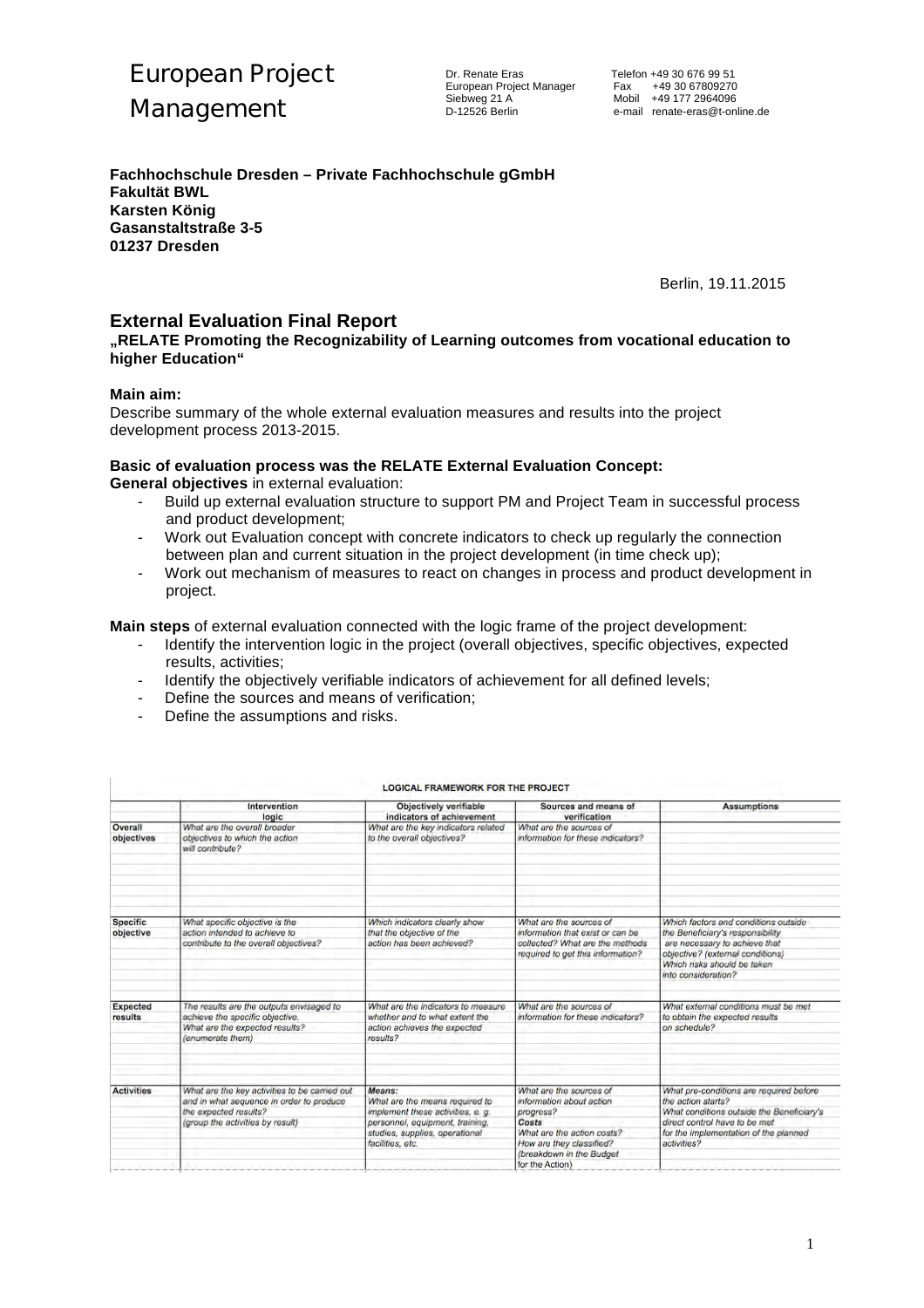European Project Management

Dr. Renate Eras
European Project Manager
Siebweg 21 A
D-12526 Berlin

Telefon +49 30 676 99 51
Fax +49 30 67809270
Mobil +49 177 2964096
e-mail renate-eras@t-online.de

**Fachhochschule Dresden – Private Fachhochschule gGmbH**
**Fakultät BWL**
**Karsten König**
**Gasanstaltstraße 3-5**
**01237 Dresden**

Berlin, 19.11.2015

## External Evaluation Final Report

### „RELATE Promoting the Recognizability of Learning outcomes from vocational education to higher Education“

**Main aim:**
Describe summary of the whole external evaluation measures and results into the project development process 2013-2015.

**Basic of evaluation process was the RELATE External Evaluation Concept:**
**General objectives** in external evaluation:

- Build up external evaluation structure to support PM and Project Team in successful process and product development;
- Work out Evaluation concept with concrete indicators to check up regularly the connection between plan and current situation in the project development (in time check up);
- Work out mechanism of measures to react on changes in process and product development in project.

**Main steps** of external evaluation connected with the logic frame of the project development:

- Identify the intervention logic in the project (overall objectives, specific objectives, expected results, activities;
- Identify the objectively verifiable indicators of achievement for all defined levels;
- Define the sources and means of verification;
- Define the assumptions and risks.

**LOGICAL FRAMEWORK FOR THE PROJECT**

| | Intervention logic | Objectively verifiable indicators of achievement | Sources and means of verification | Assumptions |
|---|---|---|---|---|
| **Overall objectives** | *What are the overall broader objectives to which the action will contribute?* | *What are the key indicators related to the overall objectives?* | *What are the sources of information for these indicators?* | |
| **Specific objective** | *What specific objective is the action intended to achieve to contribute to the overall objectives?* | *Which indicators clearly show that the objective of the action has been achieved?* | *What are the sources of information that exist or can be collected? What are the methods required to get this information?* | *Which factors and conditions outside the Beneficiary's responsibility are necessary to achieve that objective? (external conditions) Which risks should be taken into consideration?* |
| **Expected results** | *The results are the outputs envisaged to achieve the specific objective. What are the expected results? (enumerate them)* | *What are the indicators to measure whether and to what extent the action achieves the expected results?* | *What are the sources of information for these indicators?* | *What external conditions must be met to obtain the expected results on schedule?* |
| **Activities** | *What are the key activities to be carried out and in what sequence in order to produce the expected results? (group the activities by result)* | **Means:** *What are the means required to implement these activities, e. g. personnel, equipment, training, studies, supplies, operational facilities, etc.* | *What are the sources of information about action progress?* **Costs** *What are the action costs? How are they classified? (breakdown in the Budget for the Action)* | *What pre-conditions are required before the action starts? What conditions outside the Beneficiary's direct control have to be met for the implementation of the planned activities?* |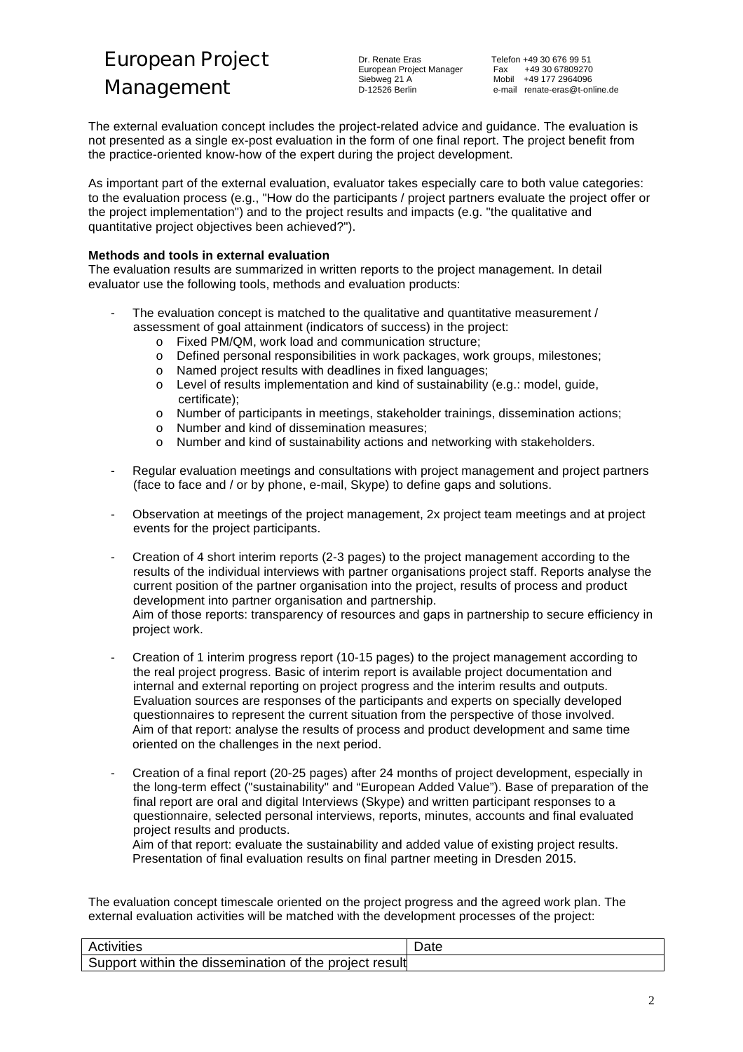The external evaluation concept includes the project-related advice and guidance. The evaluation is not presented as a single ex-post evaluation in the form of one final report. The project benefit from the practice-oriented know-how of the expert during the project development.

As important part of the external evaluation, evaluator takes especially care to both value categories: to the evaluation process (e.g., "How do the participants / project partners evaluate the project offer or the project implementation") and to the project results and impacts (e.g. "the qualitative and quantitative project objectives been achieved?").

**Methods and tools in external evaluation**

The evaluation results are summarized in written reports to the project management. In detail evaluator use the following tools, methods and evaluation products:

- The evaluation concept is matched to the qualitative and quantitative measurement / assessment of goal attainment (indicators of success) in the project:
    - Fixed PM/QM, work load and communication structure;
    - Defined personal responsibilities in work packages, work groups, milestones;
    - Named project results with deadlines in fixed languages;
    - Level of results implementation and kind of sustainability (e.g.: model, guide, certificate);
    - Number of participants in meetings, stakeholder trainings, dissemination actions;
    - Number and kind of dissemination measures;
    - Number and kind of sustainability actions and networking with stakeholders.

- Regular evaluation meetings and consultations with project management and project partners (face to face and / or by phone, e-mail, Skype) to define gaps and solutions.

- Observation at meetings of the project management, 2x project team meetings and at project events for the project participants.

- Creation of 4 short interim reports (2-3 pages) to the project management according to the results of the individual interviews with partner organisations project staff. Reports analyse the current position of the partner organisation into the project, results of process and product development into partner organisation and partnership.
  Aim of those reports: transparency of resources and gaps in partnership to secure efficiency in project work.

- Creation of 1 interim progress report (10-15 pages) to the project management according to the real project progress. Basic of interim report is available project documentation and internal and external reporting on project progress and the interim results and outputs. Evaluation sources are responses of the participants and experts on specially developed questionnaires to represent the current situation from the perspective of those involved.
  Aim of that report: analyse the results of process and product development and same time oriented on the challenges in the next period.

- Creation of a final report (20-25 pages) after 24 months of project development, especially in the long-term effect ("sustainability" and "European Added Value"). Base of preparation of the final report are oral and digital Interviews (Skype) and written participant responses to a questionnaire, selected personal interviews, reports, minutes, accounts and final evaluated project results and products.
  Aim of that report: evaluate the sustainability and added value of existing project results. Presentation of final evaluation results on final partner meeting in Dresden 2015.

The evaluation concept timescale oriented on the project progress and the agreed work plan. The external evaluation activities will be matched with the development processes of the project:

| Activities | Date |
| --- | --- |
| Support within the dissemination of the project result | |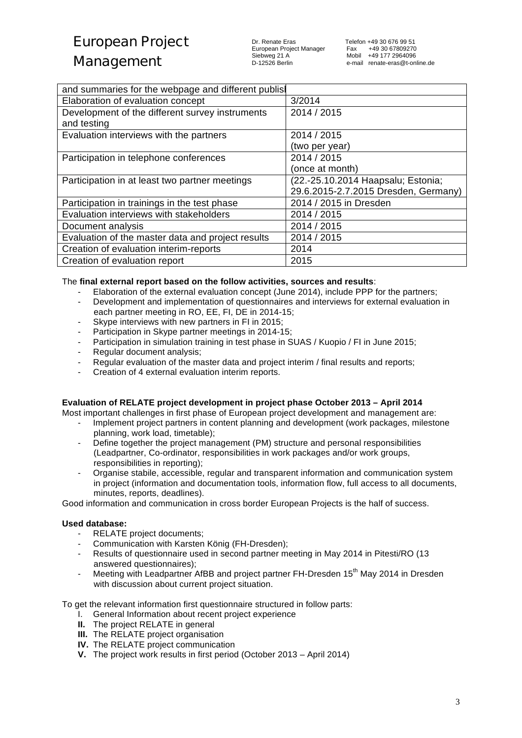| and summaries for the webpage and different publisl | |
|---|---|
| Elaboration of evaluation concept | 3/2014 |
| Development of the different survey instruments and testing | 2014 / 2015 |
| Evaluation interviews with the partners | 2014 / 2015 (two per year) |
| Participation in telephone conferences | 2014 / 2015 (once at month) |
| Participation in at least two partner meetings | (22.-25.10.2014 Haapsalu; Estonia; 29.6.2015-2.7.2015 Dresden, Germany) |
| Participation in trainings in the test phase | 2014 / 2015 in Dresden |
| Evaluation interviews with stakeholders | 2014 / 2015 |
| Document analysis | 2014 / 2015 |
| Evaluation of the master data and project results | 2014 / 2015 |
| Creation of evaluation interim-reports | 2014 |
| Creation of evaluation report | 2015 |

The **final external report based on the follow activities, sources and results**:

- Elaboration of the external evaluation concept (June 2014), include PPP for the partners;
- Development and implementation of questionnaires and interviews for external evaluation in each partner meeting in RO, EE, FI, DE in 2014-15;
- Skype interviews with new partners in FI in 2015;
- Participation in Skype partner meetings in 2014-15;
- Participation in simulation training in test phase in SUAS / Kuopio / FI in June 2015;
- Regular document analysis;
- Regular evaluation of the master data and project interim / final results and reports;
- Creation of 4 external evaluation interim reports.

**Evaluation of RELATE project development in project phase October 2013 – April 2014**

Most important challenges in first phase of European project development and management are:

- Implement project partners in content planning and development (work packages, milestone planning, work load, timetable);
- Define together the project management (PM) structure and personal responsibilities (Leadpartner, Co-ordinator, responsibilities in work packages and/or work groups, responsibilities in reporting);
- Organise stabile, accessible, regular and transparent information and communication system in project (information and documentation tools, information flow, full access to all documents, minutes, reports, deadlines).

Good information and communication in cross border European Projects is the half of success.

**Used database:**

- RELATE project documents;
- Communication with Karsten König (FH-Dresden);
- Results of questionnaire used in second partner meeting in May 2014 in Pitesti/RO (13 answered questionnaires);
- Meeting with Leadpartner AfBB and project partner FH-Dresden 15th May 2014 in Dresden with discussion about current project situation.

To get the relevant information first questionnaire structured in follow parts:

I. General Information about recent project experience
**II.** The project RELATE in general
**III.** The RELATE project organisation
**IV.** The RELATE project communication
**V.** The project work results in first period (October 2013 – April 2014)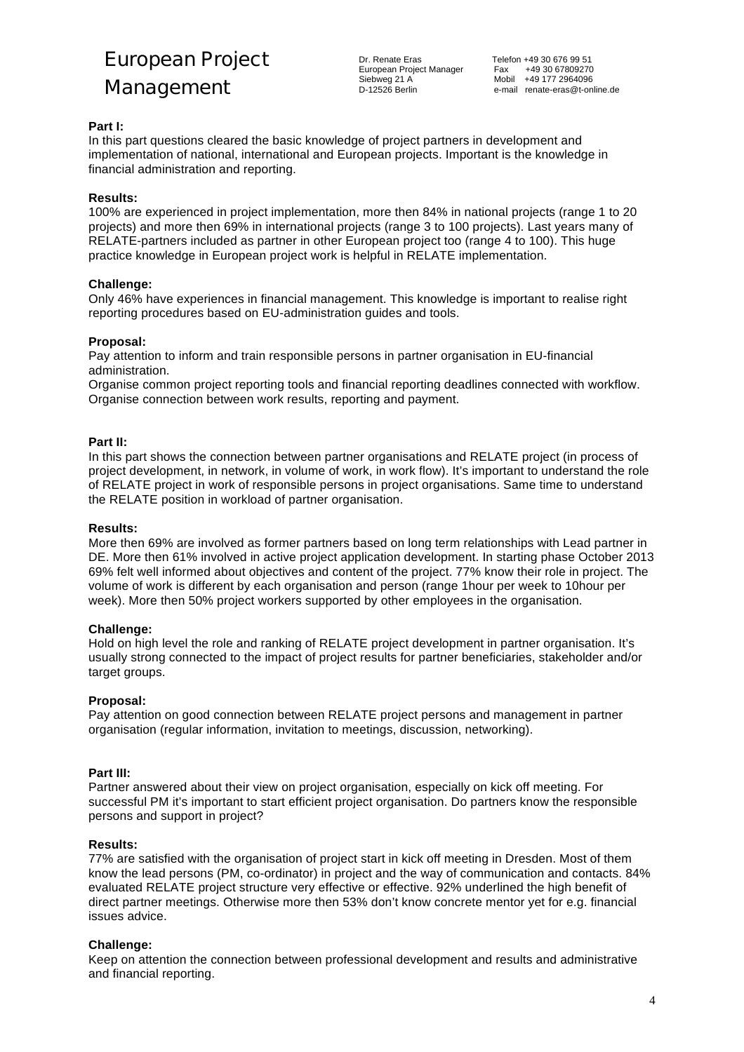**Part I:**

In this part questions cleared the basic knowledge of project partners in development and implementation of national, international and European projects. Important is the knowledge in financial administration and reporting.

**Results:**

100% are experienced in project implementation, more then 84% in national projects (range 1 to 20 projects) and more then 69% in international projects (range 3 to 100 projects). Last years many of RELATE-partners included as partner in other European project too (range 4 to 100). This huge practice knowledge in European project work is helpful in RELATE implementation.

**Challenge:**

Only 46% have experiences in financial management. This knowledge is important to realise right reporting procedures based on EU-administration guides and tools.

**Proposal:**

Pay attention to inform and train responsible persons in partner organisation in EU-financial administration.

Organise common project reporting tools and financial reporting deadlines connected with workflow.

Organise connection between work results, reporting and payment.

**Part II:**

In this part shows the connection between partner organisations and RELATE project (in process of project development, in network, in volume of work, in work flow). It's important to understand the role of RELATE project in work of responsible persons in project organisations. Same time to understand the RELATE position in workload of partner organisation.

**Results:**

More then 69% are involved as former partners based on long term relationships with Lead partner in DE. More then 61% involved in active project application development. In starting phase October 2013 69% felt well informed about objectives and content of the project. 77% know their role in project. The volume of work is different by each organisation and person (range 1hour per week to 10hour per week). More then 50% project workers supported by other employees in the organisation.

**Challenge:**

Hold on high level the role and ranking of RELATE project development in partner organisation. It's usually strong connected to the impact of project results for partner beneficiaries, stakeholder and/or target groups.

**Proposal:**

Pay attention on good connection between RELATE project persons and management in partner organisation (regular information, invitation to meetings, discussion, networking).

**Part III:**

Partner answered about their view on project organisation, especially on kick off meeting. For successful PM it's important to start efficient project organisation. Do partners know the responsible persons and support in project?

**Results:**

77% are satisfied with the organisation of project start in kick off meeting in Dresden. Most of them know the lead persons (PM, co-ordinator) in project and the way of communication and contacts. 84% evaluated RELATE project structure very effective or effective. 92% underlined the high benefit of direct partner meetings. Otherwise more then 53% don't know concrete mentor yet for e.g. financial issues advice.

**Challenge:**

Keep on attention the connection between professional development and results and administrative and financial reporting.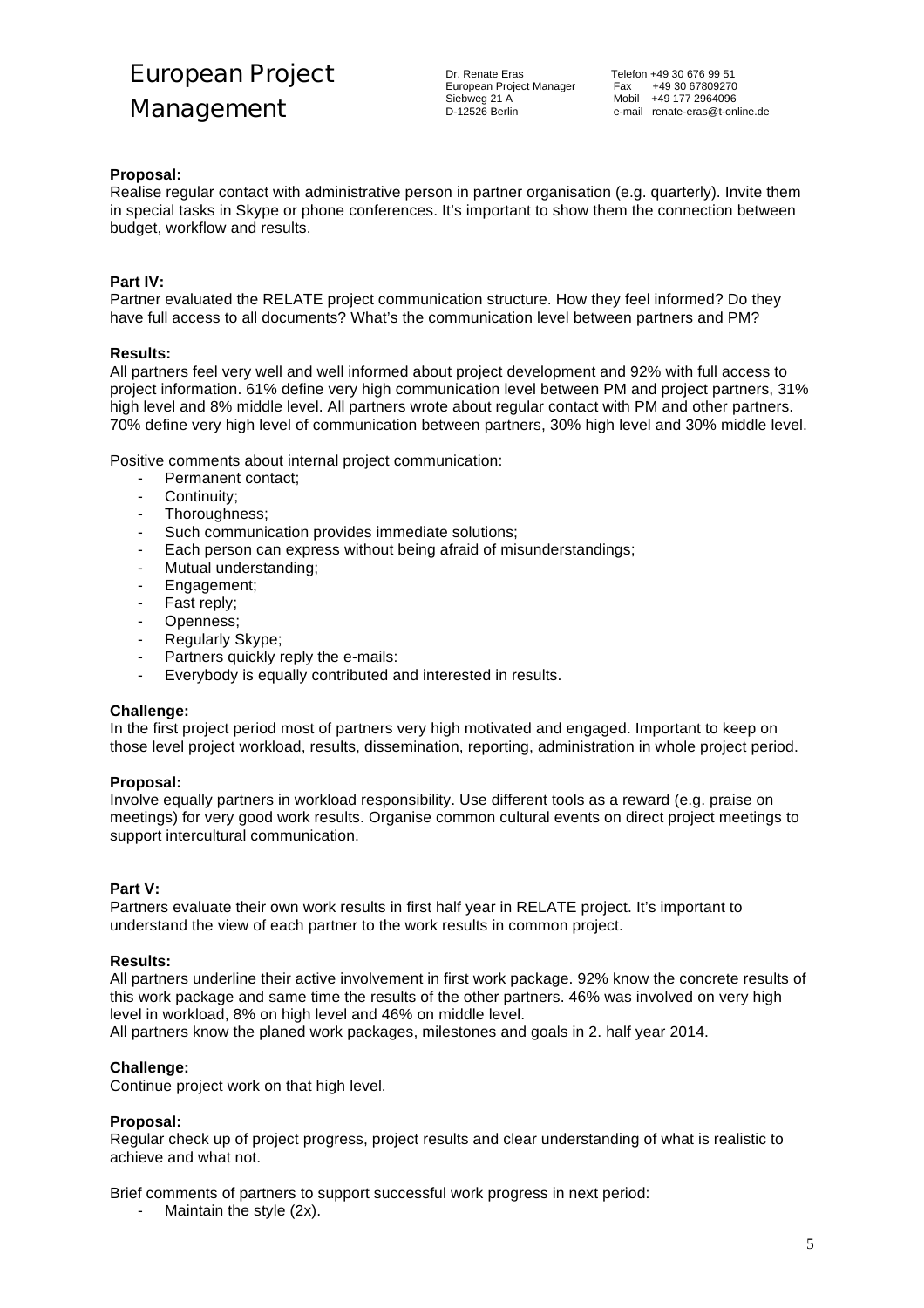**Proposal:**
Realise regular contact with administrative person in partner organisation (e.g. quarterly). Invite them in special tasks in Skype or phone conferences. It's important to show them the connection between budget, workflow and results.

**Part IV:**
Partner evaluated the RELATE project communication structure. How they feel informed? Do they have full access to all documents? What's the communication level between partners and PM?

**Results:**
All partners feel very well and well informed about project development and 92% with full access to project information. 61% define very high communication level between PM and project partners, 31% high level and 8% middle level. All partners wrote about regular contact with PM and other partners. 70% define very high level of communication between partners, 30% high level and 30% middle level.

Positive comments about internal project communication:

- Permanent contact;
- Continuity;
- Thoroughness;
- Such communication provides immediate solutions;
- Each person can express without being afraid of misunderstandings;
- Mutual understanding;
- Engagement;
- Fast reply;
- Openness;
- Regularly Skype;
- Partners quickly reply the e-mails:
- Everybody is equally contributed and interested in results.

**Challenge:**
In the first project period most of partners very high motivated and engaged. Important to keep on those level project workload, results, dissemination, reporting, administration in whole project period.

**Proposal:**
Involve equally partners in workload responsibility. Use different tools as a reward (e.g. praise on meetings) for very good work results. Organise common cultural events on direct project meetings to support intercultural communication.

**Part V:**
Partners evaluate their own work results in first half year in RELATE project. It's important to understand the view of each partner to the work results in common project.

**Results:**
All partners underline their active involvement in first work package. 92% know the concrete results of this work package and same time the results of the other partners. 46% was involved on very high level in workload, 8% on high level and 46% on middle level.
All partners know the planed work packages, milestones and goals in 2. half year 2014.

**Challenge:**
Continue project work on that high level.

**Proposal:**
Regular check up of project progress, project results and clear understanding of what is realistic to achieve and what not.

Brief comments of partners to support successful work progress in next period:

- Maintain the style (2x).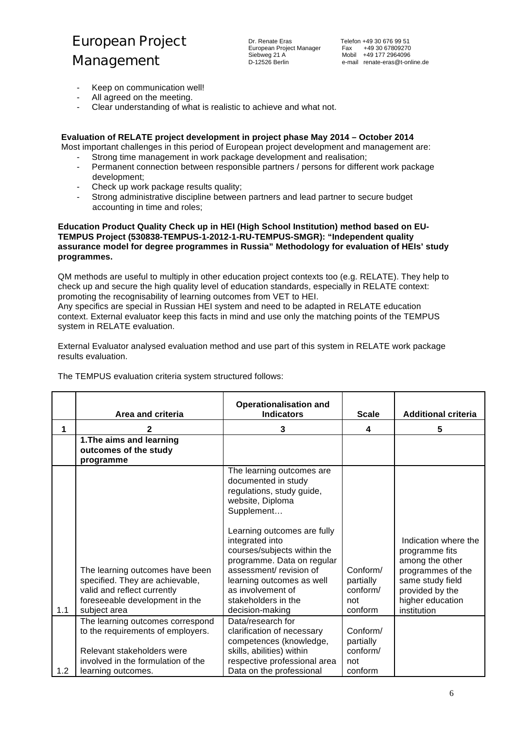- Keep on communication well!
- All agreed on the meeting.
- Clear understanding of what is realistic to achieve and what not.

**Evaluation of RELATE project development in project phase May 2014 – October 2014**

Most important challenges in this period of European project development and management are:

- Strong time management in work package development and realisation;
- Permanent connection between responsible partners / persons for different work package development;
- Check up work package results quality;
- Strong administrative discipline between partners and lead partner to secure budget accounting in time and roles;

**Education Product Quality Check up in HEI (High School Institution) method based on EU-TEMPUS Project (530838-TEMPUS-1-2012-1-RU-TEMPUS-SMGR): "Independent quality assurance model for degree programmes in Russia" Methodology for evaluation of HEIs' study programmes.**

QM methods are useful to multiply in other education project contexts too (e.g. RELATE). They help to check up and secure the high quality level of education standards, especially in RELATE context: promoting the recognisability of learning outcomes from VET to HEI.
Any specifics are special in Russian HEI system and need to be adapted in RELATE education context. External evaluator keep this facts in mind and use only the matching points of the TEMPUS system in RELATE evaluation.

External Evaluator analysed evaluation method and use part of this system in RELATE work package results evaluation.

The TEMPUS evaluation criteria system structured follows:

| | Area and criteria | Operationalisation and Indicators | Scale | Additional criteria |
|---|---|---|---|---|
| 1 | 2 | 3 | 4 | 5 |
| | **1.The aims and learning outcomes of the study programme** | | | |
| 1.1 | The learning outcomes have been specified. They are achievable, valid and reflect currently foreseeable development in the subject area | The learning outcomes are documented in study regulations, study guide, website, Diploma Supplement… <br><br> Learning outcomes are fully integrated into courses/subjects within the programme. Data on regular assessment/ revision of learning outcomes as well as involvement of stakeholders in the decision-making | Conform/ partially conform/ not conform | Indication where the programme fits among the other programmes of the same study field provided by the higher education institution |
| 1.2 | The learning outcomes correspond to the requirements of employers. <br><br> Relevant stakeholders were involved in the formulation of the learning outcomes. | Data/research for clarification of necessary competences (knowledge, skills, abilities) within respective professional area Data on the professional | Conform/ partially conform/ not conform | |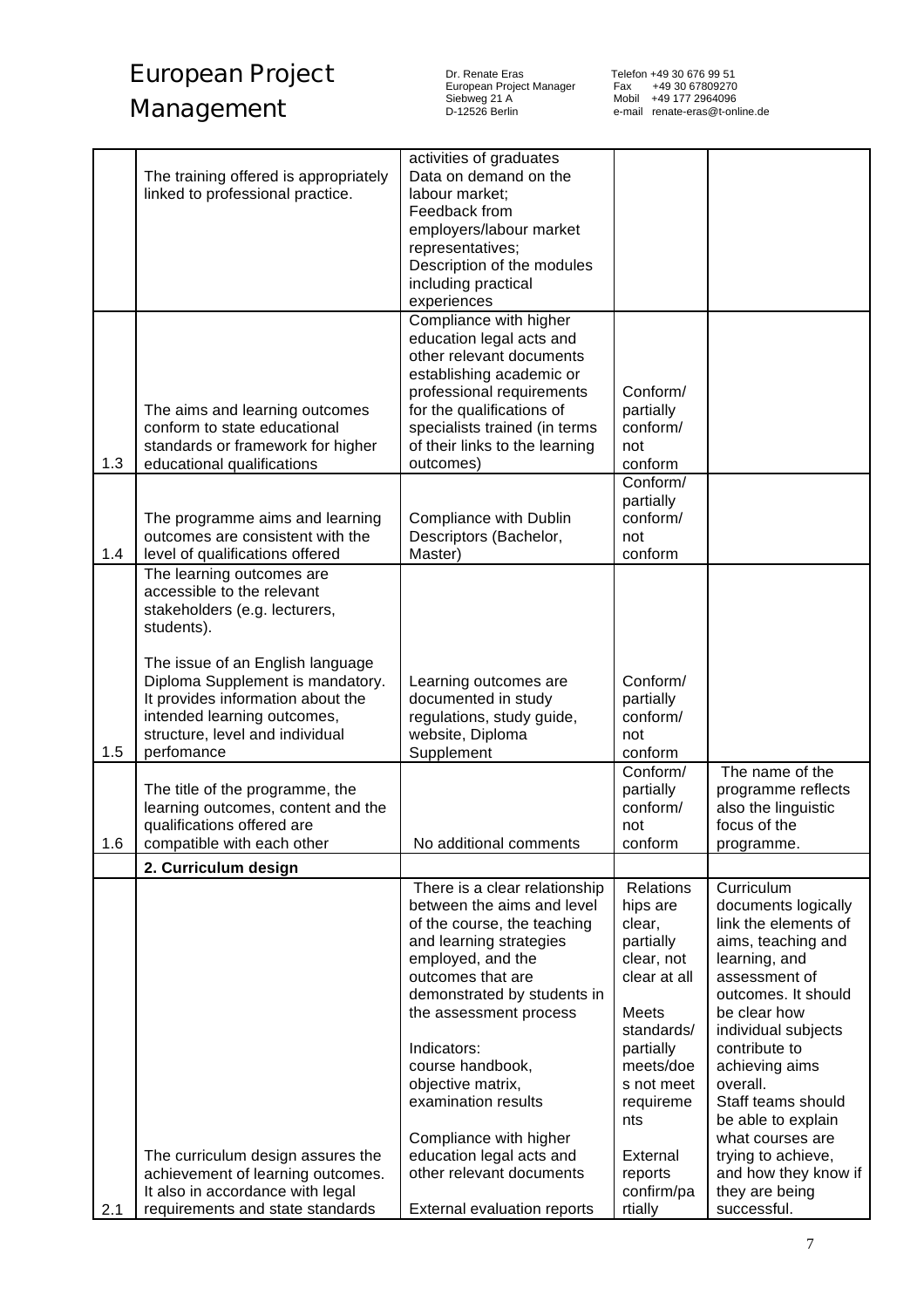| | | | | |
|---|---|---|---|---|
| | The training offered is appropriately linked to professional practice. | activities of graduates<br>Data on demand on the labour market;<br>Feedback from employers/labour market representatives;<br>Description of the modules including practical experiences | | |
| 1.3 | The aims and learning outcomes conform to state educational standards or framework for higher educational qualifications | Compliance with higher education legal acts and other relevant documents establishing academic or professional requirements for the qualifications of specialists trained (in terms of their links to the learning outcomes) | Conform/ partially conform/ not conform | |
| 1.4 | The programme aims and learning outcomes are consistent with the level of qualifications offered | Compliance with Dublin Descriptors (Bachelor, Master) | Conform/ partially conform/ not conform | |
| 1.5 | The learning outcomes are accessible to the relevant stakeholders (e.g. lecturers, students).<br><br>The issue of an English language Diploma Supplement is mandatory. It provides information about the intended learning outcomes, structure, level and individual perfomance | Learning outcomes are documented in study regulations, study guide, website, Diploma Supplement | Conform/ partially conform/ not conform | |
| 1.6 | The title of the programme, the learning outcomes, content and the qualifications offered are compatible with each other | No additional comments | Conform/ partially conform/ not conform | The name of the programme reflects also the linguistic focus of the programme. |
| | **2. Curriculum design** | | | |
| 2.1 | The curriculum design assures the achievement of learning outcomes. It also in accordance with legal requirements and state standards | There is a clear relationship between the aims and level of the course, the teaching and learning strategies employed, and the outcomes that are demonstrated by students in the assessment process<br><br>Indicators:<br>course handbook,<br>objective matrix,<br>examination results<br><br>Compliance with higher education legal acts and other relevant documents<br><br>External evaluation reports | Relations hips are clear, partially clear, not clear at all<br><br>Meets standards/ partially meets/does not meet requirements<br><br>External reports confirm/partially | Curriculum documents logically link the elements of aims, teaching and learning, and assessment of outcomes. It should be clear how individual subjects contribute to achieving aims overall.<br>Staff teams should be able to explain what courses are trying to achieve, and how they know if they are being successful. |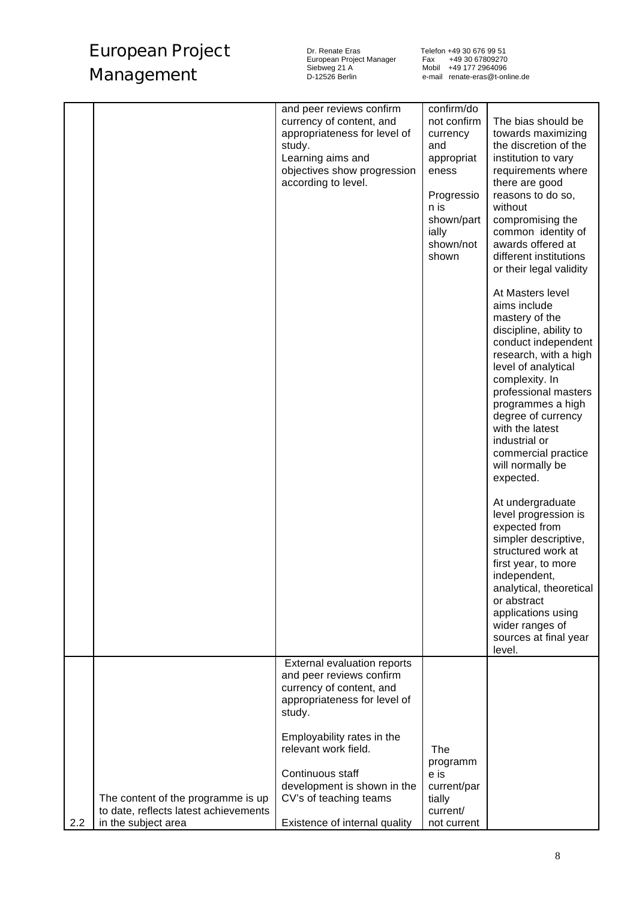| | | and peer reviews confirm currency of content, and appropriateness for level of study.<br>Learning aims and objectives show progression according to level. | confirm/do not confirm currency and appropriateness<br><br>Progression is shown/partially shown/not shown | The bias should be towards maximizing the discretion of the institution to vary requirements where there are good reasons to do so, without compromising the common identity of awards offered at different institutions or their legal validity<br><br>At Masters level aims include mastery of the discipline, ability to conduct independent research, with a high level of analytical complexity. In professional masters programmes a high degree of currency with the latest industrial or commercial practice will normally be expected.<br><br>At undergraduate level progression is expected from simpler descriptive, structured work at first year, to more independent, analytical, theoretical or abstract applications using wider ranges of sources at final year level. |
|---|---|---|---|---|
| 2.2 | The content of the programme is up to date, reflects latest achievements in the subject area | External evaluation reports and peer reviews confirm currency of content, and appropriateness for level of study.<br><br>Employability rates in the relevant work field.<br><br>Continuous staff development is shown in the CV's of teaching teams<br><br>Existence of internal quality | The programme is current/partially current/ not current | |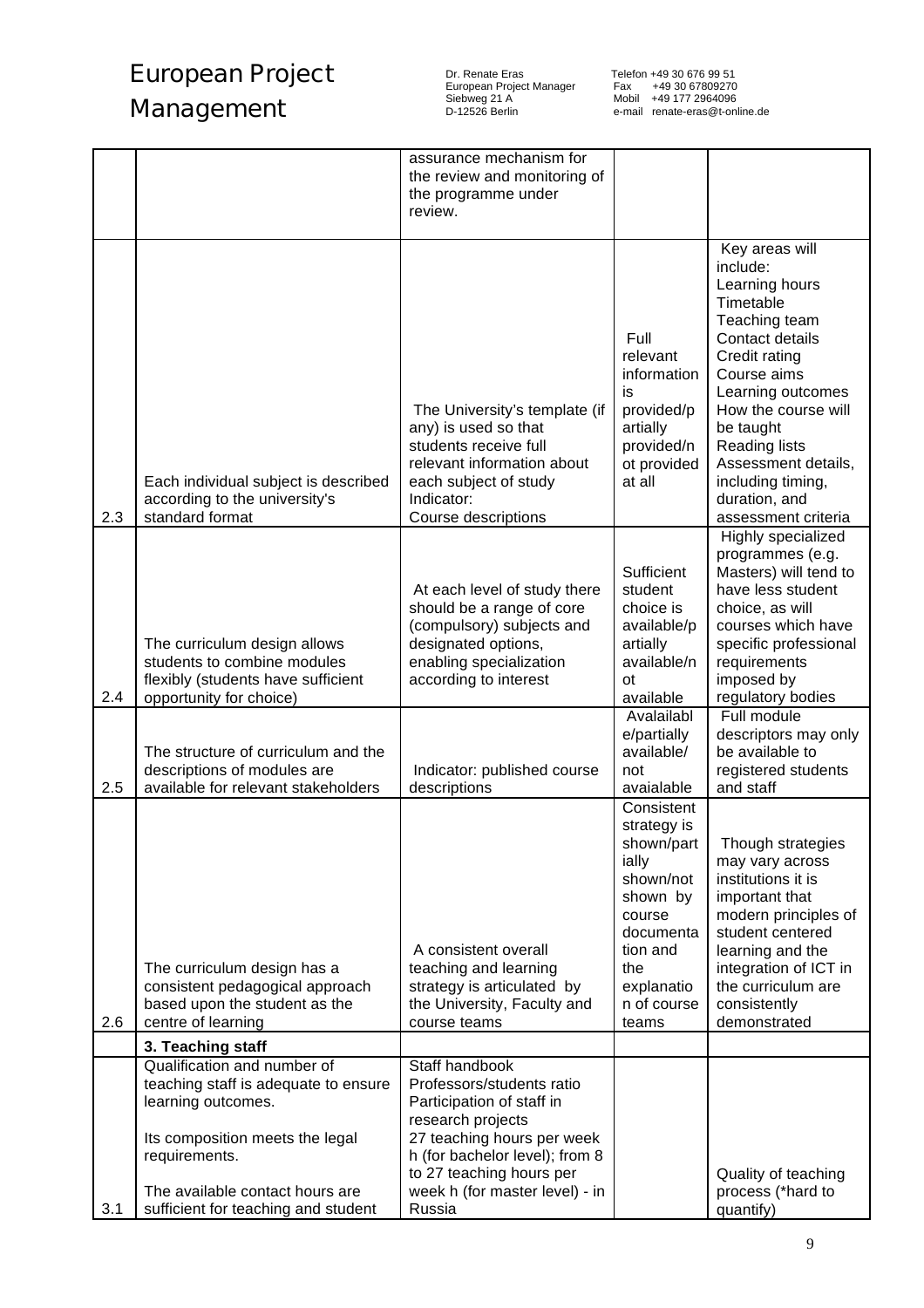| | | | | |
|---|---|---|---|---|
| | | assurance mechanism for the review and monitoring of the programme under review. | | |
| 2.3 | Each individual subject is described according to the university's standard format | The University's template (if any) is used so that students receive full relevant information about each subject of study Indicator: Course descriptions | Full relevant information is provided/partially provided/not provided at all | Key areas will include: Learning hours Timetable Teaching team Contact details Credit rating Course aims Learning outcomes How the course will be taught Reading lists Assessment details, including timing, duration, and assessment criteria |
| 2.4 | The curriculum design allows students to combine modules flexibly (students have sufficient opportunity for choice) | At each level of study there should be a range of core (compulsory) subjects and designated options, enabling specialization according to interest | Sufficient student choice is available/partially available/not available | Highly specialized programmes (e.g. Masters) will tend to have less student choice, as will courses which have specific professional requirements imposed by regulatory bodies |
| 2.5 | The structure of curriculum and the descriptions of modules are available for relevant stakeholders | Indicator: published course descriptions | Avalailable/partially available/ not avaialable | Full module descriptors may only be available to registered students and staff |
| 2.6 | The curriculum design has a consistent pedagogical approach based upon the student as the centre of learning | A consistent overall teaching and learning strategy is articulated by the University, Faculty and course teams | Consistent strategy is shown/partially shown/not shown by course documentation and the explanation of course teams | Though strategies may vary across institutions it is important that modern principles of student centered learning and the integration of ICT in the curriculum are consistently demonstrated |
| | **3. Teaching staff** | | | |
| 3.1 | Qualification and number of teaching staff is adequate to ensure learning outcomes.<br><br>Its composition meets the legal requirements.<br><br>The available contact hours are sufficient for teaching and student | Staff handbook Professors/students ratio Participation of staff in research projects 27 teaching hours per week h (for bachelor level); from 8 to 27 teaching hours per week h (for master level) - in Russia | | Quality of teaching process (*hard to quantify) |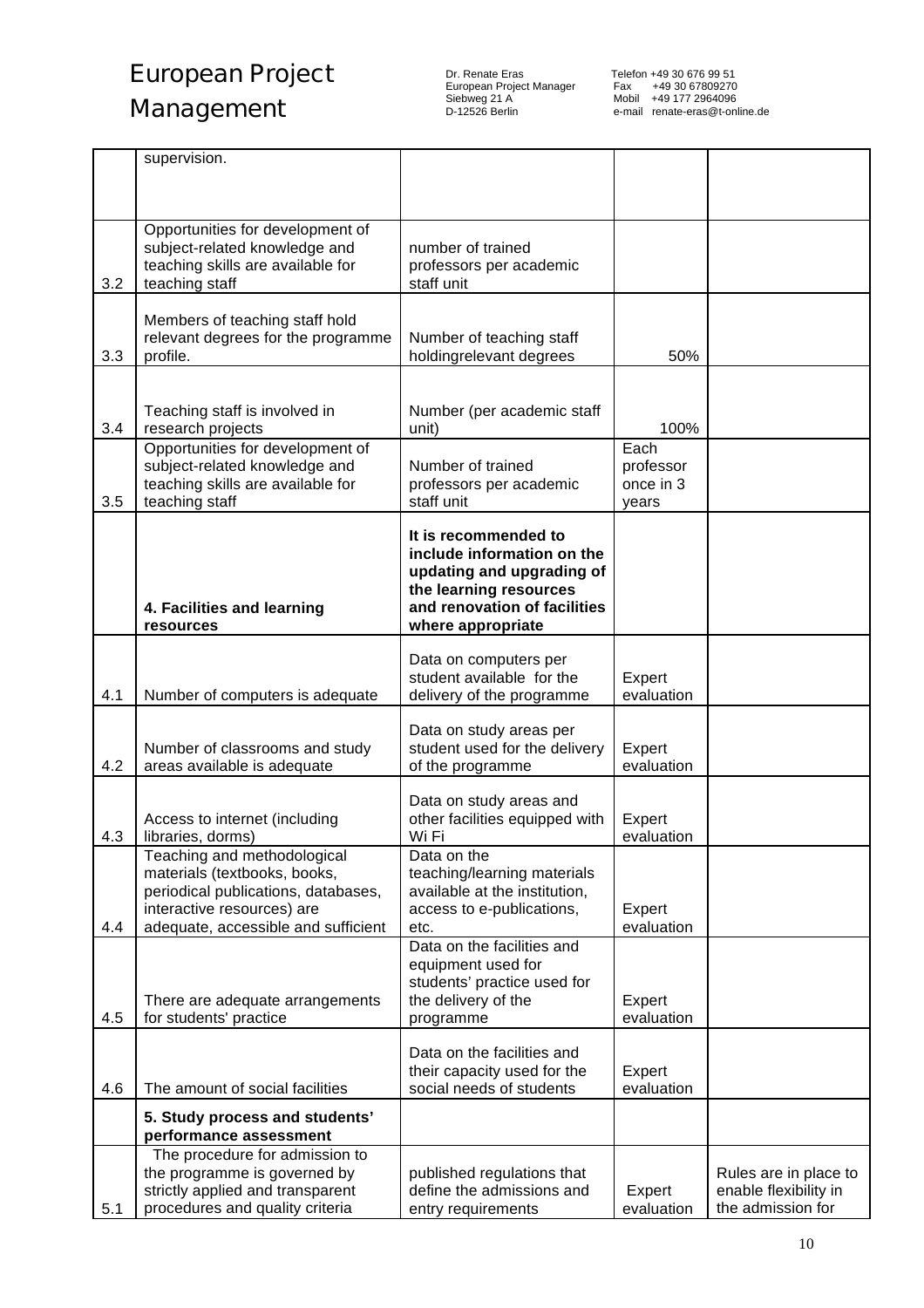| | | | | |
|---|---|---|---|---|
| | supervision. | | | |
| 3.2 | Opportunities for development of subject-related knowledge and teaching skills are available for teaching staff | number of trained professors per academic staff unit | | |
| 3.3 | Members of teaching staff hold relevant degrees for the programme profile. | Number of teaching staff holdingrelevant degrees | 50% | |
| 3.4 | Teaching staff is involved in research projects | Number (per academic staff unit) | 100% | |
| 3.5 | Opportunities for development of subject-related knowledge and teaching skills are available for teaching staff | Number of trained professors per academic staff unit | Each professor once in 3 years | |
| | **4. Facilities and learning resources** | **It is recommended to include information on the updating and upgrading of the learning resources and renovation of facilities where appropriate** | | |
| 4.1 | Number of computers is adequate | Data on computers per student available for the delivery of the programme | Expert evaluation | |
| 4.2 | Number of classrooms and study areas available is adequate | Data on study areas per student used for the delivery of the programme | Expert evaluation | |
| 4.3 | Access to internet (including libraries, dorms) | Data on study areas and other facilities equipped with Wi Fi | Expert evaluation | |
| 4.4 | Teaching and methodological materials (textbooks, books, periodical publications, databases, interactive resources) are adequate, accessible and sufficient | Data on the teaching/learning materials available at the institution, access to e-publications, etc. | Expert evaluation | |
| 4.5 | There are adequate arrangements for students' practice | Data on the facilities and equipment used for students' practice used for the delivery of the programme | Expert evaluation | |
| 4.6 | The amount of social facilities | Data on the facilities and their capacity used for the social needs of students | Expert evaluation | |
| | **5. Study process and students' performance assessment** | | | |
| 5.1 | The procedure for admission to the programme is governed by strictly applied and transparent procedures and quality criteria | published regulations that define the admissions and entry requirements | Expert evaluation | Rules are in place to enable flexibility in the admission for |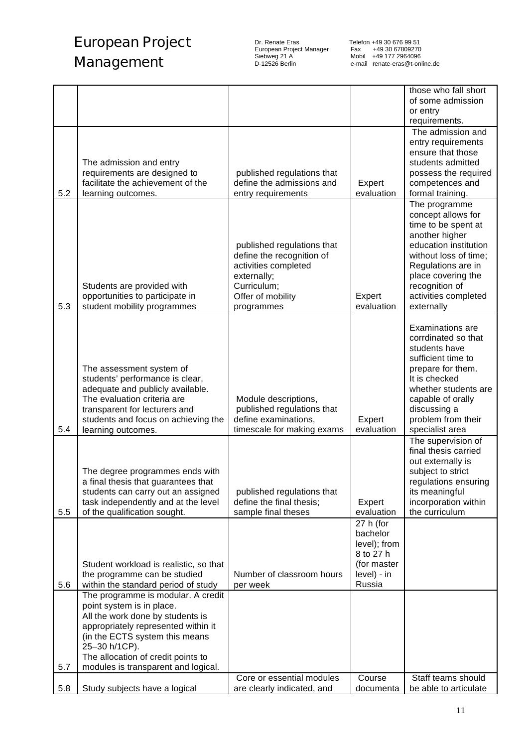|  |  |  |  | those who fall short of some admission or entry requirements. |
|---|---|---|---|---|
| 5.2 | The admission and entry requirements are designed to facilitate the achievement of the learning outcomes. | published regulations that define the admissions and entry requirements | Expert evaluation | The admission and entry requirements ensure that those students admitted possess the required competences and formal training. |
| 5.3 | Students are provided with opportunities to participate in student mobility programmes | published regulations that define the recognition of activities completed externally; Curriculum; Offer of mobility programmes | Expert evaluation | The programme concept allows for time to be spent at another higher education institution without loss of time; Regulations are in place covering the recognition of activities completed externally |
| 5.4 | The assessment system of students' performance is clear, adequate and publicly available. The evaluation criteria are transparent for lecturers and students and focus on achieving the learning outcomes. | Module descriptions, published regulations that define examinations, timescale for making exams | Expert evaluation | Examinations are corrdinated so that students have sufficient time to prepare for them. It is checked whether students are capable of orally discussing a problem from their specialist area |
| 5.5 | The degree programmes ends with a final thesis that guarantees that students can carry out an assigned task independently and at the level of the qualification sought. | published regulations that define the final thesis; sample final theses | Expert evaluation | The supervision of final thesis carried out externally is subject to strict regulations ensuring its meaningful incorporation within the curriculum |
| 5.6 | Student workload is realistic, so that the programme can be studied within the standard period of study | Number of classroom hours per week | 27 h (for bachelor level); from 8 to 27 h (for master level) - in Russia |  |
| 5.7 | The programme is modular. A credit point system is in place. All the work done by students is appropriately represented within it (in the ECTS system this means 25–30 h/1CP). The allocation of credit points to modules is transparent and logical. |  |  |  |
| 5.8 | Study subjects have a logical | Core or essential modules are clearly indicated, and | Course documenta | Staff teams should be able to articulate |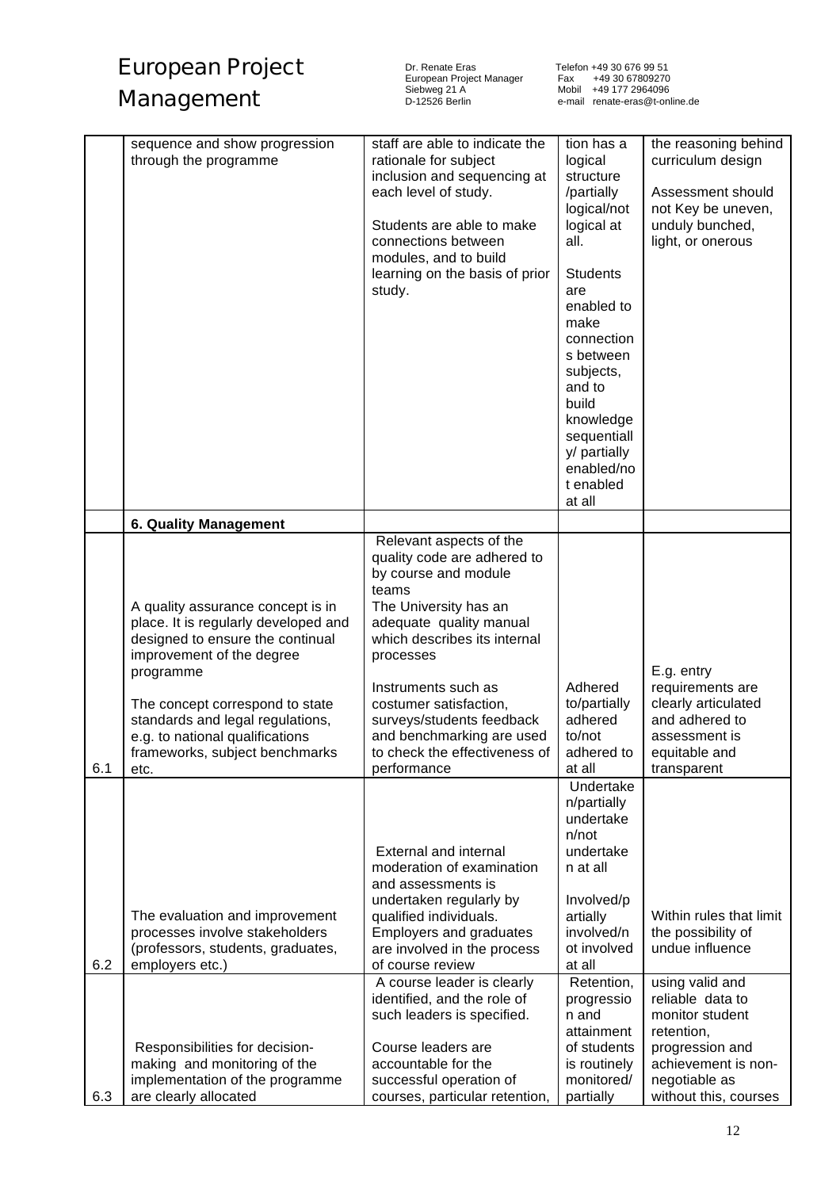| | | | | |
|---|---|---|---|---|
| | sequence and show progression through the programme | staff are able to indicate the rationale for subject inclusion and sequencing at each level of study. Students are able to make connections between modules, and to build learning on the basis of prior study. | tion has a logical structure /partially logical/not logical at all. Students are enabled to make connections between subjects, and to build knowledge sequentially/ partially enabled/not enabled at all | the reasoning behind curriculum design Assessment should not Key be uneven, unduly bunched, light, or onerous |
| | **6. Quality Management** | | | |
| 6.1 | A quality assurance concept is in place. It is regularly developed and designed to ensure the continual improvement of the degree programme The concept correspond to state standards and legal regulations, e.g. to national qualifications frameworks, subject benchmarks etc. | Relevant aspects of the quality code are adhered to by course and module teams The University has an adequate quality manual which describes its internal processes Instruments such as costumer satisfaction, surveys/students feedback and benchmarking are used to check the effectiveness of performance | Adhered to/partially adhered to/not adhered to at all | E.g. entry requirements are clearly articulated and adhered to assessment is equitable and transparent |
| 6.2 | The evaluation and improvement processes involve stakeholders (professors, students, graduates, employers etc.) | External and internal moderation of examination and assessments is undertaken regularly by qualified individuals. Employers and graduates are involved in the process of course review | Undertaken/partially undertaken/not undertaken at all Involved/partially involved/not involved at all | Within rules that limit the possibility of undue influence |
| 6.3 | Responsibilities for decision-making and monitoring of the implementation of the programme are clearly allocated | A course leader is clearly identified, and the role of such leaders is specified. Course leaders are accountable for the successful operation of courses, particular retention, | Retention, progression and attainment of students is routinely monitored/ partially | using valid and reliable data to monitor student retention, progression and achievement is non-negotiable as without this, courses |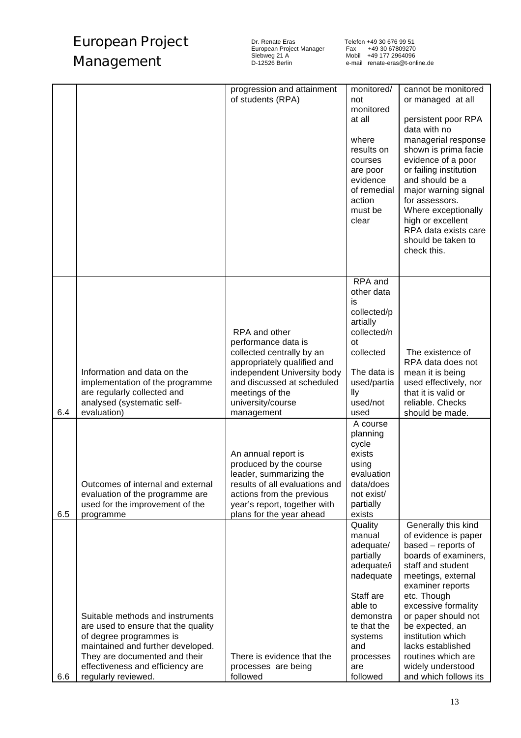| | | | | |
|---|---|---|---|---|
| | | progression and attainment of students (RPA) | monitored/ not monitored at all<br><br>where results on courses are poor evidence of remedial action must be clear | cannot be monitored or managed at all<br><br>persistent poor RPA data with no managerial response shown is prima facie evidence of a poor or failing institution and should be a major warning signal for assessors. Where exceptionally high or excellent RPA data exists care should be taken to check this. |
| 6.4 | Information and data on the implementation of the programme are regularly collected and analysed (systematic self-evaluation) | RPA and other performance data is collected centrally by an appropriately qualified and independent University body and discussed at scheduled meetings of the university/course management | RPA and other data is collected/partially collected/not collected<br><br>The data is used/partially used/not used | The existence of RPA data does not mean it is being used effectively, nor that it is valid or reliable. Checks should be made. |
| 6.5 | Outcomes of internal and external evaluation of the programme are used for the improvement of the programme | An annual report is produced by the course leader, summarizing the results of all evaluations and actions from the previous year's report, together with plans for the year ahead | A course planning cycle exists using evaluation data/does not exist/ partially exists | |
| 6.6 | Suitable methods and instruments are used to ensure that the quality of degree programmes is maintained and further developed. They are documented and their effectiveness and efficiency are regularly reviewed. | There is evidence that the processes are being followed | Quality manual adequate/ partially adequate/inadequate<br><br>Staff are able to demonstrate that the systems and processes are followed | Generally this kind of evidence is paper based – reports of boards of examiners, staff and student meetings, external examiner reports etc. Though excessive formality or paper should not be expected, an institution which lacks established routines which are widely understood and which follows its |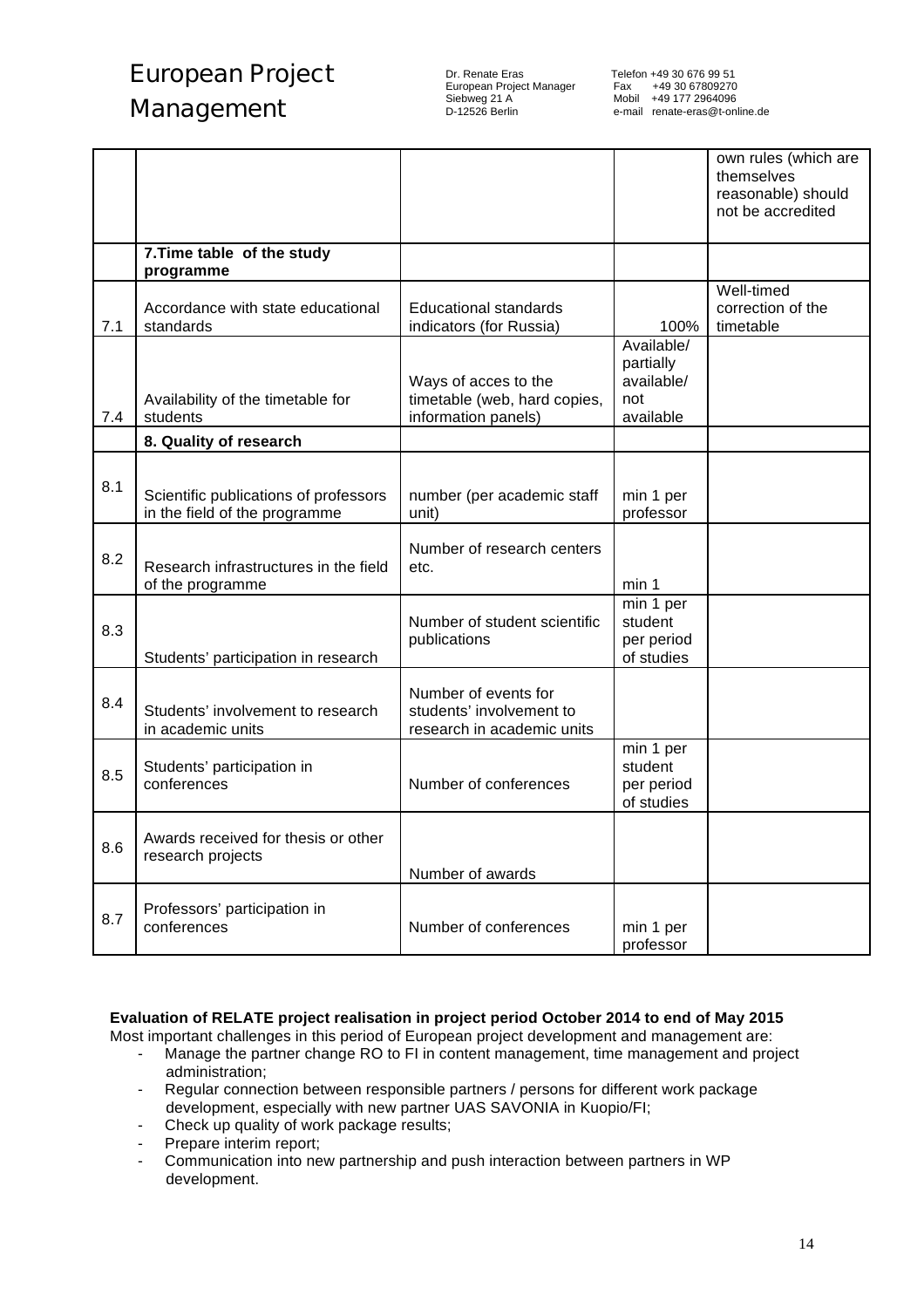| | | | | |
|---|---|---|---|---|
| | | | | own rules (which are themselves reasonable) should not be accredited |
| | **7.Time table of the study programme** | | | |
| 7.1 | Accordance with state educational standards | Educational standards indicators (for Russia) | 100% | Well-timed correction of the timetable |
| 7.4 | Availability of the timetable for students | Ways of acces to the timetable (web, hard copies, information panels) | Available/ partially available/ not available | |
| | **8. Quality of research** | | | |
| 8.1 | Scientific publications of professors in the field of the programme | number (per academic staff unit) | min 1 per professor | |
| 8.2 | Research infrastructures in the field of the programme | Number of research centers etc. | min 1 | |
| 8.3 | Students' participation in research | Number of student scientific publications | min 1 per student per period of studies | |
| 8.4 | Students' involvement to research in academic units | Number of events for students' involvement to research in academic units | | |
| 8.5 | Students' participation in conferences | Number of conferences | min 1 per student per period of studies | |
| 8.6 | Awards received for thesis or other research projects | Number of awards | | |
| 8.7 | Professors' participation in conferences | Number of conferences | min 1 per professor | |

**Evaluation of RELATE project realisation in project period October 2014 to end of May 2015**

Most important challenges in this period of European project development and management are:

- Manage the partner change RO to FI in content management, time management and project administration;
- Regular connection between responsible partners / persons for different work package development, especially with new partner UAS SAVONIA in Kuopio/FI;
- Check up quality of work package results;
- Prepare interim report;
- Communication into new partnership and push interaction between partners in WP development.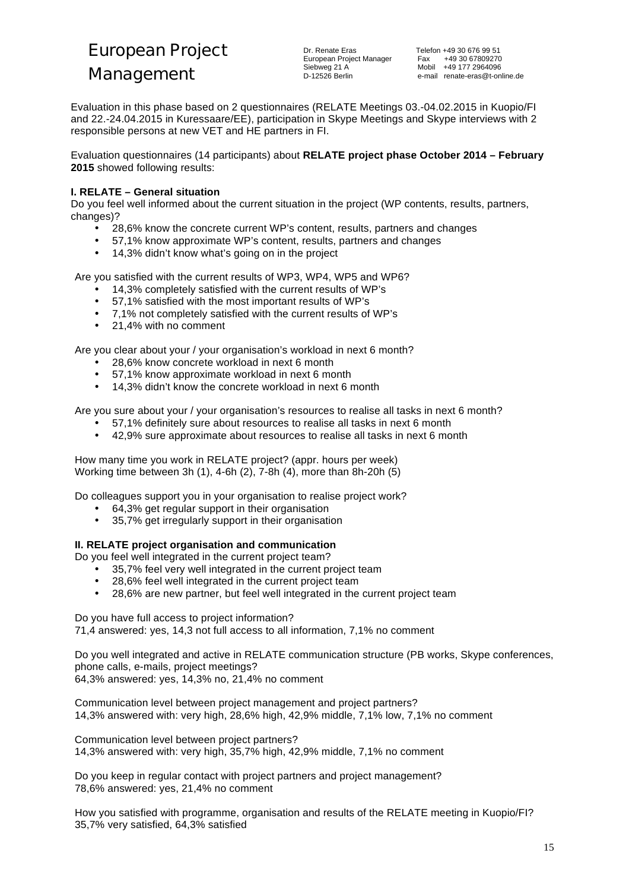Evaluation in this phase based on 2 questionnaires (RELATE Meetings 03.-04.02.2015 in Kuopio/FI and 22.-24.04.2015 in Kuressaare/EE), participation in Skype Meetings and Skype interviews with 2 responsible persons at new VET and HE partners in FI.

Evaluation questionnaires (14 participants) about **RELATE project phase October 2014 – February 2015** showed following results:

**I. RELATE – General situation**

Do you feel well informed about the current situation in the project (WP contents, results, partners, changes)?

- 28,6% know the concrete current WP's content, results, partners and changes
- 57,1% know approximate WP's content, results, partners and changes
- 14,3% didn't know what's going on in the project

Are you satisfied with the current results of WP3, WP4, WP5 and WP6?

- 14,3% completely satisfied with the current results of WP's
- 57,1% satisfied with the most important results of WP's
- 7,1% not completely satisfied with the current results of WP's
- 21,4% with no comment

Are you clear about your / your organisation's workload in next 6 month?

- 28,6% know concrete workload in next 6 month
- 57,1% know approximate workload in next 6 month
- 14,3% didn't know the concrete workload in next 6 month

Are you sure about your / your organisation's resources to realise all tasks in next 6 month?

- 57,1% definitely sure about resources to realise all tasks in next 6 month
- 42,9% sure approximate about resources to realise all tasks in next 6 month

How many time you work in RELATE project? (appr. hours per week)
Working time between 3h (1), 4-6h (2), 7-8h (4), more than 8h-20h (5)

Do colleagues support you in your organisation to realise project work?

- 64,3% get regular support in their organisation
- 35,7% get irregularly support in their organisation

**II. RELATE project organisation and communication**

Do you feel well integrated in the current project team?

- 35,7% feel very well integrated in the current project team
- 28,6% feel well integrated in the current project team
- 28,6% are new partner, but feel well integrated in the current project team

Do you have full access to project information?
71,4 answered: yes, 14,3 not full access to all information, 7,1% no comment

Do you well integrated and active in RELATE communication structure (PB works, Skype conferences, phone calls, e-mails, project meetings?
64,3% answered: yes, 14,3% no, 21,4% no comment

Communication level between project management and project partners?
14,3% answered with: very high, 28,6% high, 42,9% middle, 7,1% low, 7,1% no comment

Communication level between project partners?
14,3% answered with: very high, 35,7% high, 42,9% middle, 7,1% no comment

Do you keep in regular contact with project partners and project management?
78,6% answered: yes, 21,4% no comment

How you satisfied with programme, organisation and results of the RELATE meeting in Kuopio/FI?
35,7% very satisfied, 64,3% satisfied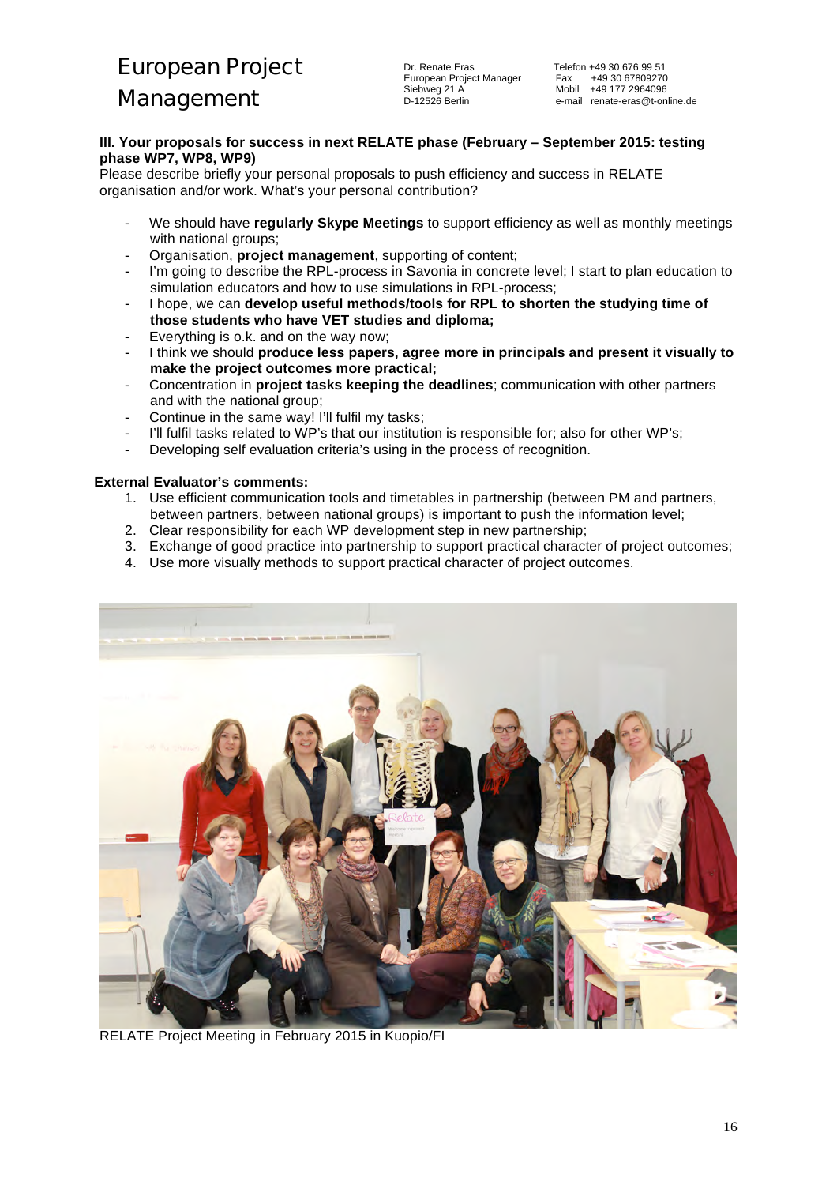### III. Your proposals for success in next RELATE phase (February – September 2015: testing phase WP7, WP8, WP9)

Please describe briefly your personal proposals to push efficiency and success in RELATE organisation and/or work. What's your personal contribution?

- We should have **regularly Skype Meetings** to support efficiency as well as monthly meetings with national groups;
- Organisation, **project management**, supporting of content;
- I'm going to describe the RPL-process in Savonia in concrete level; I start to plan education to simulation educators and how to use simulations in RPL-process;
- I hope, we can **develop useful methods/tools for RPL to shorten the studying time of those students who have VET studies and diploma;**
- Everything is o.k. and on the way now;
- I think we should **produce less papers, agree more in principals and present it visually to make the project outcomes more practical;**
- Concentration in **project tasks keeping the deadlines**; communication with other partners and with the national group;
- Continue in the same way! I'll fulfil my tasks;
- I'll fulfil tasks related to WP's that our institution is responsible for; also for other WP's;
- Developing self evaluation criteria's using in the process of recognition.

**External Evaluator's comments:**

1. Use efficient communication tools and timetables in partnership (between PM and partners, between partners, between national groups) is important to push the information level;
2. Clear responsibility for each WP development step in new partnership;
3. Exchange of good practice into partnership to support practical character of project outcomes;
4. Use more visually methods to support practical character of project outcomes.

RELATE Project Meeting in February 2015 in Kuopio/FI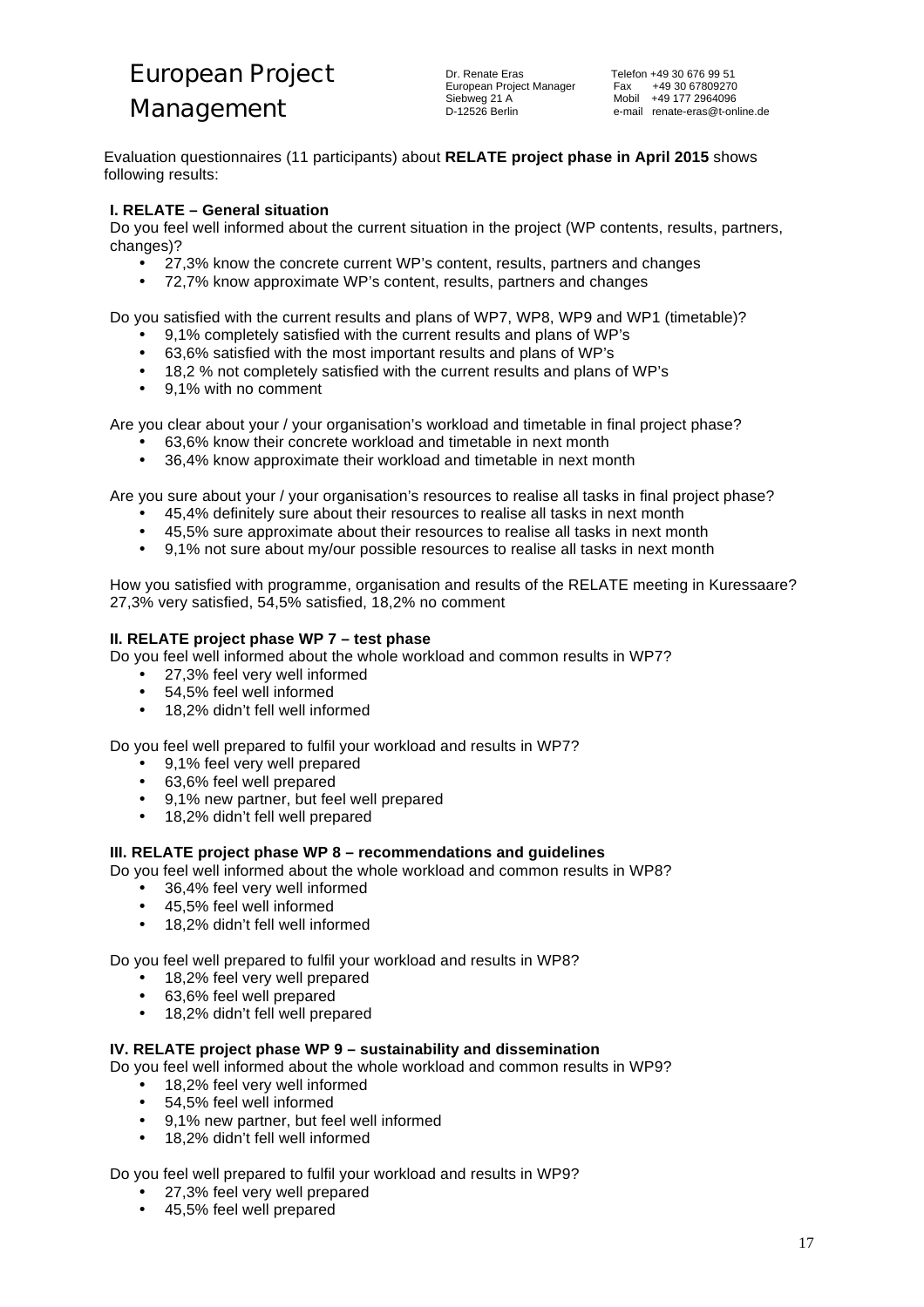Evaluation questionnaires (11 participants) about **RELATE project phase in April 2015** shows following results:

**I. RELATE – General situation**

Do you feel well informed about the current situation in the project (WP contents, results, partners, changes)?

- 27,3% know the concrete current WP's content, results, partners and changes
- 72,7% know approximate WP's content, results, partners and changes

Do you satisfied with the current results and plans of WP7, WP8, WP9 and WP1 (timetable)?

- 9,1% completely satisfied with the current results and plans of WP's
- 63,6% satisfied with the most important results and plans of WP's
- 18,2 % not completely satisfied with the current results and plans of WP's
- 9,1% with no comment

Are you clear about your / your organisation's workload and timetable in final project phase?

- 63,6% know their concrete workload and timetable in next month
- 36,4% know approximate their workload and timetable in next month

Are you sure about your / your organisation's resources to realise all tasks in final project phase?

- 45,4% definitely sure about their resources to realise all tasks in next month
- 45,5% sure approximate about their resources to realise all tasks in next month
- 9,1% not sure about my/our possible resources to realise all tasks in next month

How you satisfied with programme, organisation and results of the RELATE meeting in Kuressaare?
27,3% very satisfied, 54,5% satisfied, 18,2% no comment

**II. RELATE project phase WP 7 – test phase**

Do you feel well informed about the whole workload and common results in WP7?

- 27,3% feel very well informed
- 54,5% feel well informed
- 18,2% didn't fell well informed

Do you feel well prepared to fulfil your workload and results in WP7?

- 9,1% feel very well prepared
- 63,6% feel well prepared
- 9,1% new partner, but feel well prepared
- 18,2% didn't fell well prepared

**III. RELATE project phase WP 8 – recommendations and guidelines**

Do you feel well informed about the whole workload and common results in WP8?

- 36,4% feel very well informed
- 45,5% feel well informed
- 18,2% didn't fell well informed

Do you feel well prepared to fulfil your workload and results in WP8?

- 18,2% feel very well prepared
- 63,6% feel well prepared
- 18,2% didn't fell well prepared

**IV. RELATE project phase WP 9 – sustainability and dissemination**

Do you feel well informed about the whole workload and common results in WP9?

- 18,2% feel very well informed
- 54,5% feel well informed
- 9,1% new partner, but feel well informed
- 18,2% didn't fell well informed

Do you feel well prepared to fulfil your workload and results in WP9?

- 27,3% feel very well prepared
- 45,5% feel well prepared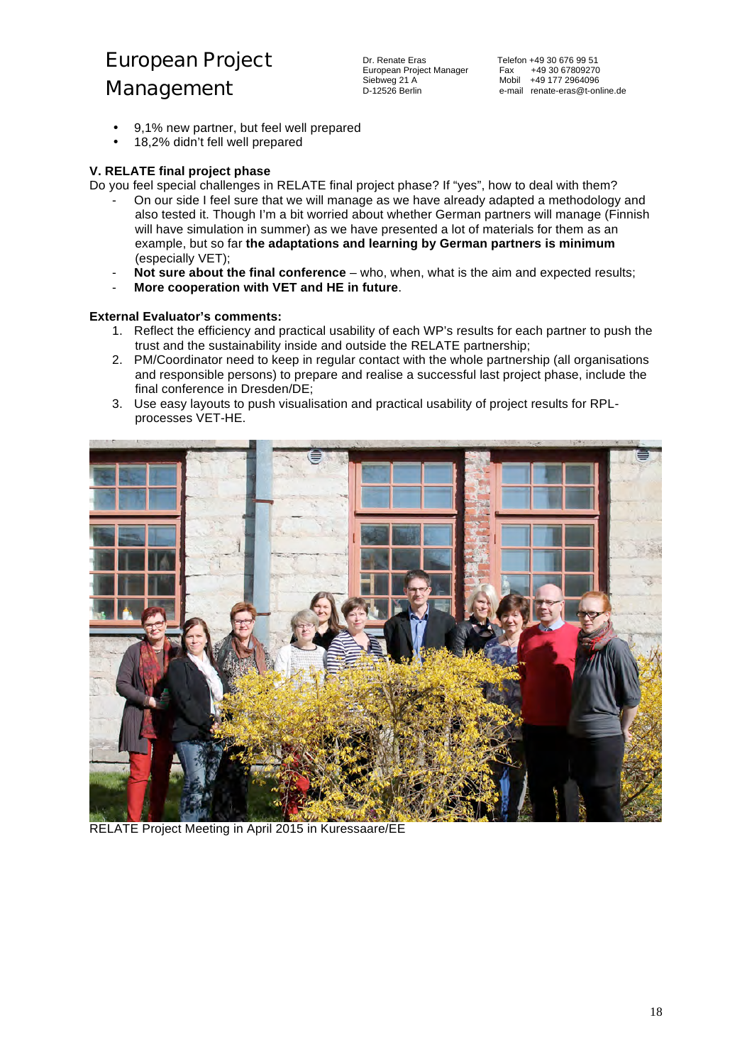- 9,1% new partner, but feel well prepared
- 18,2% didn't fell well prepared

**V. RELATE final project phase**

Do you feel special challenges in RELATE final project phase? If "yes", how to deal with them?

- On our side I feel sure that we will manage as we have already adapted a methodology and also tested it. Though I'm a bit worried about whether German partners will manage (Finnish will have simulation in summer) as we have presented a lot of materials for them as an example, but so far **the adaptations and learning by German partners is minimum** (especially VET);
- **Not sure about the final conference** – who, when, what is the aim and expected results;
- **More cooperation with VET and HE in future**.

**External Evaluator's comments:**

1. Reflect the efficiency and practical usability of each WP's results for each partner to push the trust and the sustainability inside and outside the RELATE partnership;
2. PM/Coordinator need to keep in regular contact with the whole partnership (all organisations and responsible persons) to prepare and realise a successful last project phase, include the final conference in Dresden/DE;
3. Use easy layouts to push visualisation and practical usability of project results for RPL-processes VET-HE.

RELATE Project Meeting in April 2015 in Kuressaare/EE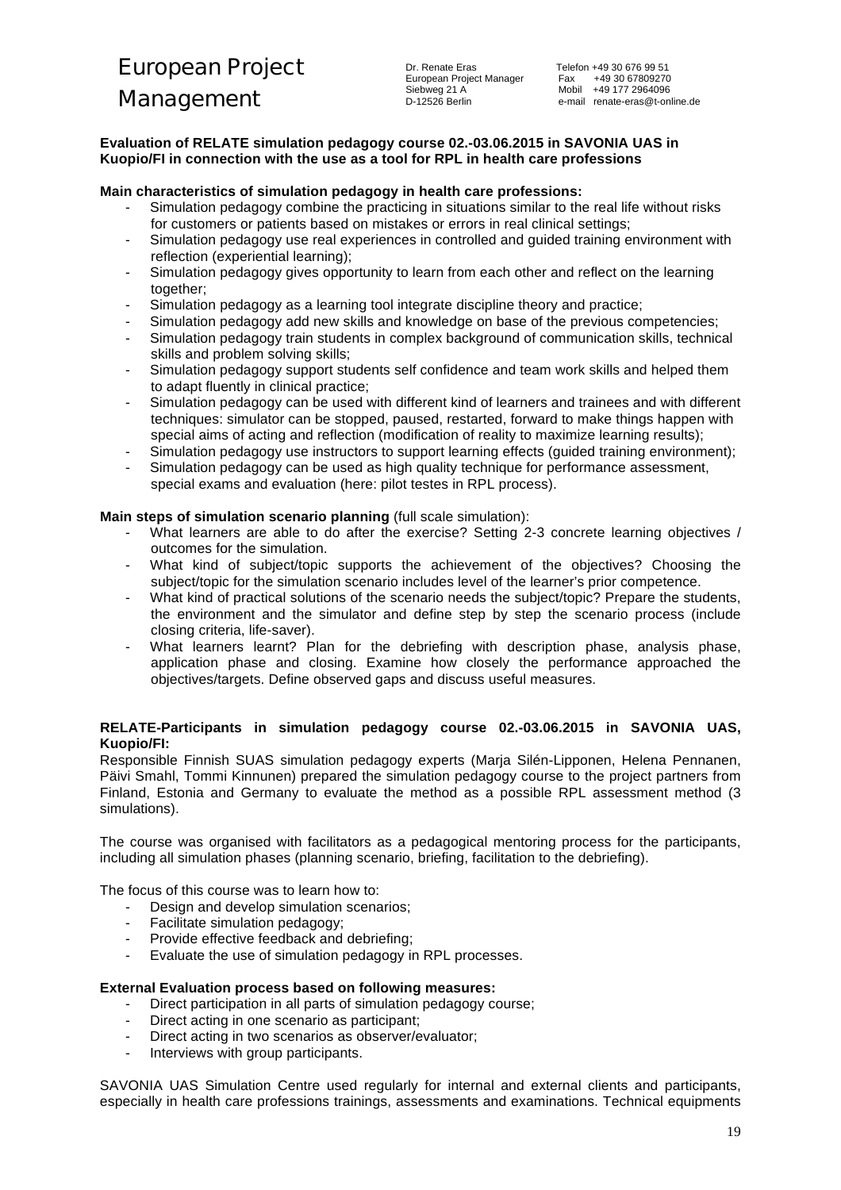Evaluation of RELATE simulation pedagogy course 02.-03.06.2015 in SAVONIA UAS in Kuopio/FI in connection with the use as a tool for RPL in health care professions

**Main characteristics of simulation pedagogy in health care professions:**

- Simulation pedagogy combine the practicing in situations similar to the real life without risks for customers or patients based on mistakes or errors in real clinical settings;
- Simulation pedagogy use real experiences in controlled and guided training environment with reflection (experiential learning);
- Simulation pedagogy gives opportunity to learn from each other and reflect on the learning together;
- Simulation pedagogy as a learning tool integrate discipline theory and practice;
- Simulation pedagogy add new skills and knowledge on base of the previous competencies;
- Simulation pedagogy train students in complex background of communication skills, technical skills and problem solving skills;
- Simulation pedagogy support students self confidence and team work skills and helped them to adapt fluently in clinical practice;
- Simulation pedagogy can be used with different kind of learners and trainees and with different techniques: simulator can be stopped, paused, restarted, forward to make things happen with special aims of acting and reflection (modification of reality to maximize learning results);
- Simulation pedagogy use instructors to support learning effects (guided training environment);
- Simulation pedagogy can be used as high quality technique for performance assessment, special exams and evaluation (here: pilot testes in RPL process).

**Main steps of simulation scenario planning** (full scale simulation):

- What learners are able to do after the exercise? Setting 2-3 concrete learning objectives / outcomes for the simulation.
- What kind of subject/topic supports the achievement of the objectives? Choosing the subject/topic for the simulation scenario includes level of the learner's prior competence.
- What kind of practical solutions of the scenario needs the subject/topic? Prepare the students, the environment and the simulator and define step by step the scenario process (include closing criteria, life-saver).
- What learners learnt? Plan for the debriefing with description phase, analysis phase, application phase and closing. Examine how closely the performance approached the objectives/targets. Define observed gaps and discuss useful measures.

**RELATE-Participants in simulation pedagogy course 02.-03.06.2015 in SAVONIA UAS, Kuopio/FI:**

Responsible Finnish SUAS simulation pedagogy experts (Marja Silén-Lipponen, Helena Pennanen, Päivi Smahl, Tommi Kinnunen) prepared the simulation pedagogy course to the project partners from Finland, Estonia and Germany to evaluate the method as a possible RPL assessment method (3 simulations).

The course was organised with facilitators as a pedagogical mentoring process for the participants, including all simulation phases (planning scenario, briefing, facilitation to the debriefing).

The focus of this course was to learn how to:

- Design and develop simulation scenarios;
- Facilitate simulation pedagogy;
- Provide effective feedback and debriefing;
- Evaluate the use of simulation pedagogy in RPL processes.

**External Evaluation process based on following measures:**

- Direct participation in all parts of simulation pedagogy course;
- Direct acting in one scenario as participant;
- Direct acting in two scenarios as observer/evaluator;
- Interviews with group participants.

SAVONIA UAS Simulation Centre used regularly for internal and external clients and participants, especially in health care professions trainings, assessments and examinations. Technical equipments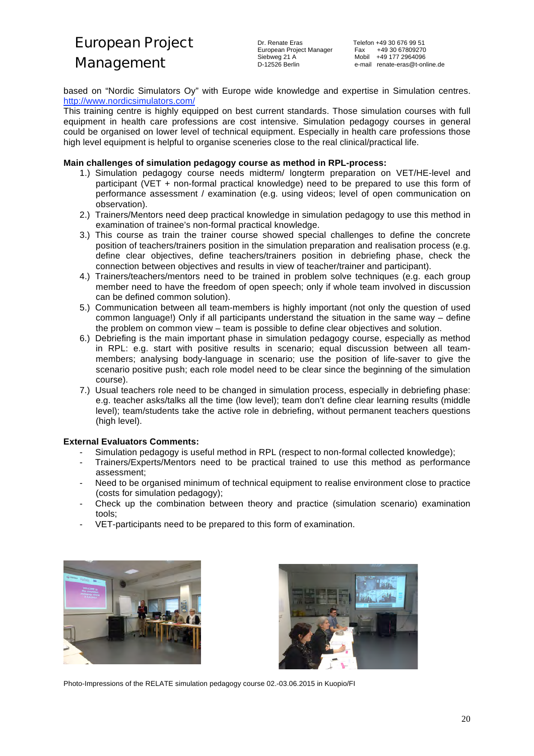based on "Nordic Simulators Oy" with Europe wide knowledge and expertise in Simulation centres. http://www.nordicsimulators.com/

This training centre is highly equipped on best current standards. Those simulation courses with full equipment in health care professions are cost intensive. Simulation pedagogy courses in general could be organised on lower level of technical equipment. Especially in health care professions those high level equipment is helpful to organise sceneries close to the real clinical/practical life.

**Main challenges of simulation pedagogy course as method in RPL-process:**

1.) Simulation pedagogy course needs midterm/ longterm preparation on VET/HE-level and participant (VET + non-formal practical knowledge) need to be prepared to use this form of performance assessment / examination (e.g. using videos; level of open communication on observation).
2.) Trainers/Mentors need deep practical knowledge in simulation pedagogy to use this method in examination of trainee's non-formal practical knowledge.
3.) This course as train the trainer course showed special challenges to define the concrete position of teachers/trainers position in the simulation preparation and realisation process (e.g. define clear objectives, define teachers/trainers position in debriefing phase, check the connection between objectives and results in view of teacher/trainer and participant).
4.) Trainers/teachers/mentors need to be trained in problem solve techniques (e.g. each group member need to have the freedom of open speech; only if whole team involved in discussion can be defined common solution).
5.) Communication between all team-members is highly important (not only the question of used common language!) Only if all participants understand the situation in the same way – define the problem on common view – team is possible to define clear objectives and solution.
6.) Debriefing is the main important phase in simulation pedagogy course, especially as method in RPL: e.g. start with positive results in scenario; equal discussion between all team-members; analysing body-language in scenario; use the position of life-saver to give the scenario positive push; each role model need to be clear since the beginning of the simulation course).
7.) Usual teachers role need to be changed in simulation process, especially in debriefing phase: e.g. teacher asks/talks all the time (low level); team don't define clear learning results (middle level); team/students take the active role in debriefing, without permanent teachers questions (high level).

**External Evaluators Comments:**

- Simulation pedagogy is useful method in RPL (respect to non-formal collected knowledge);
- Trainers/Experts/Mentors need to be practical trained to use this method as performance assessment;
- Need to be organised minimum of technical equipment to realise environment close to practice (costs for simulation pedagogy);
- Check up the combination between theory and practice (simulation scenario) examination tools;
- VET-participants need to be prepared to this form of examination.

Photo-Impressions of the RELATE simulation pedagogy course 02.-03.06.2015 in Kuopio/FI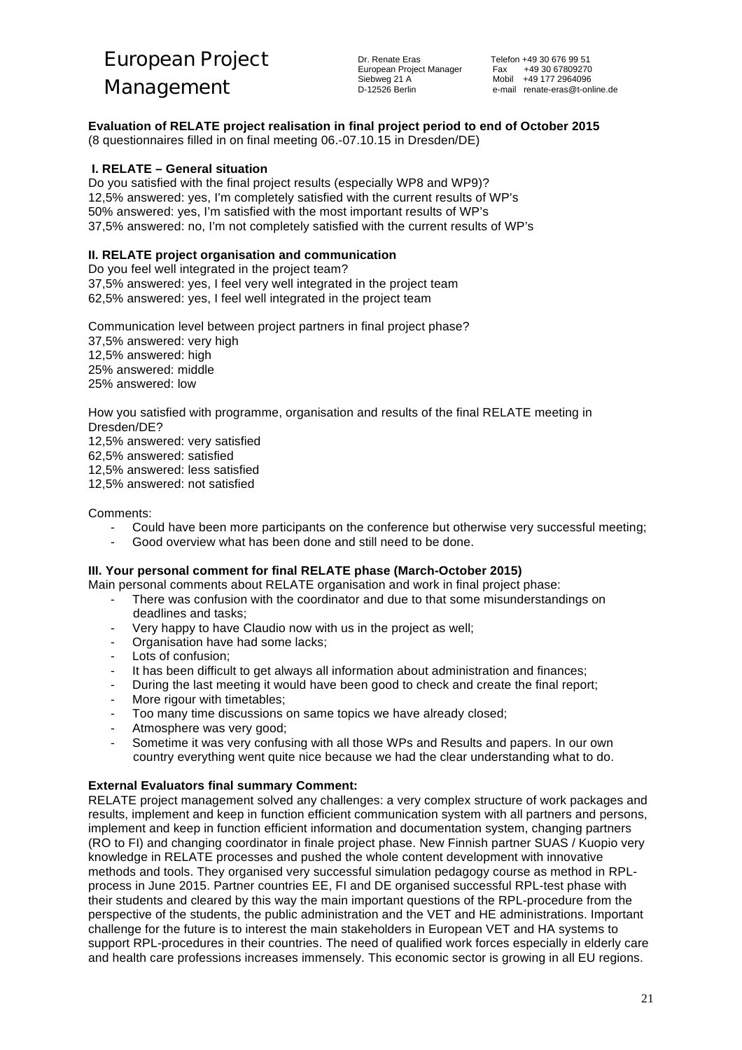**Evaluation of RELATE project realisation in final project period to end of October 2015**
(8 questionnaires filled in on final meeting 06.-07.10.15 in Dresden/DE)

**I. RELATE – General situation**

Do you satisfied with the final project results (especially WP8 and WP9)?
12,5% answered: yes, I'm completely satisfied with the current results of WP's
50% answered: yes, I'm satisfied with the most important results of WP's
37,5% answered: no, I'm not completely satisfied with the current results of WP's

**II. RELATE project organisation and communication**

Do you feel well integrated in the project team?
37,5% answered: yes, I feel very well integrated in the project team
62,5% answered: yes, I feel well integrated in the project team

Communication level between project partners in final project phase?
37,5% answered: very high
12,5% answered: high
25% answered: middle
25% answered: low

How you satisfied with programme, organisation and results of the final RELATE meeting in Dresden/DE?
12,5% answered: very satisfied
62,5% answered: satisfied
12,5% answered: less satisfied
12,5% answered: not satisfied

Comments:

- Could have been more participants on the conference but otherwise very successful meeting;
- Good overview what has been done and still need to be done.

**III. Your personal comment for final RELATE phase (March-October 2015)**

Main personal comments about RELATE organisation and work in final project phase:

- There was confusion with the coordinator and due to that some misunderstandings on deadlines and tasks;
- Very happy to have Claudio now with us in the project as well;
- Organisation have had some lacks;
- Lots of confusion;
- It has been difficult to get always all information about administration and finances;
- During the last meeting it would have been good to check and create the final report;
- More rigour with timetables;
- Too many time discussions on same topics we have already closed;
- Atmosphere was very good;
- Sometime it was very confusing with all those WPs and Results and papers. In our own country everything went quite nice because we had the clear understanding what to do.

**External Evaluators final summary Comment:**

RELATE project management solved any challenges: a very complex structure of work packages and results, implement and keep in function efficient communication system with all partners and persons, implement and keep in function efficient information and documentation system, changing partners (RO to FI) and changing coordinator in finale project phase. New Finnish partner SUAS / Kuopio very knowledge in RELATE processes and pushed the whole content development with innovative methods and tools. They organised very successful simulation pedagogy course as method in RPL-process in June 2015. Partner countries EE, FI and DE organised successful RPL-test phase with their students and cleared by this way the main important questions of the RPL-procedure from the perspective of the students, the public administration and the VET and HE administrations. Important challenge for the future is to interest the main stakeholders in European VET and HA systems to support RPL-procedures in their countries. The need of qualified work forces especially in elderly care and health care professions increases immensely. This economic sector is growing in all EU regions.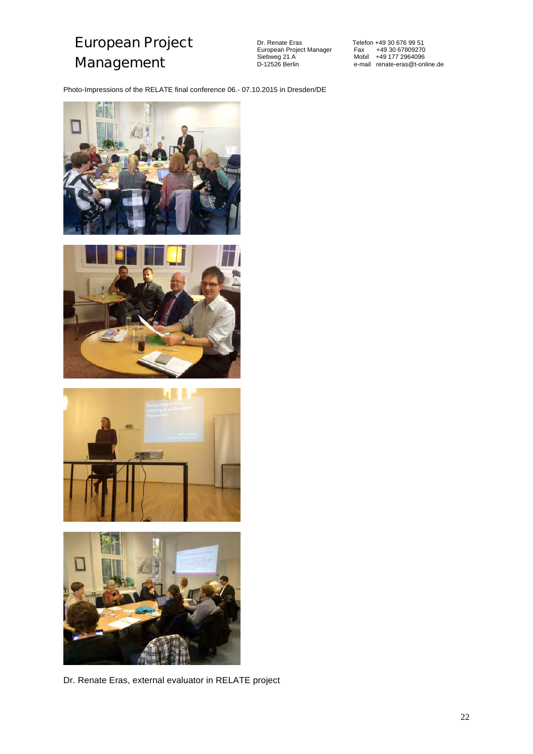# European Project Management

Dr. Renate Eras
European Project Manager
Siebweg 21 A
D-12526 Berlin

Telefon +49 30 676 99 51
Fax +49 30 67809270
Mobil +49 177 2964096
e-mail renate-eras@t-online.de

Photo-Impressions of the RELATE final conference 06.- 07.10.2015 in Dresden/DE

Dr. Renate Eras, external evaluator in RELATE project